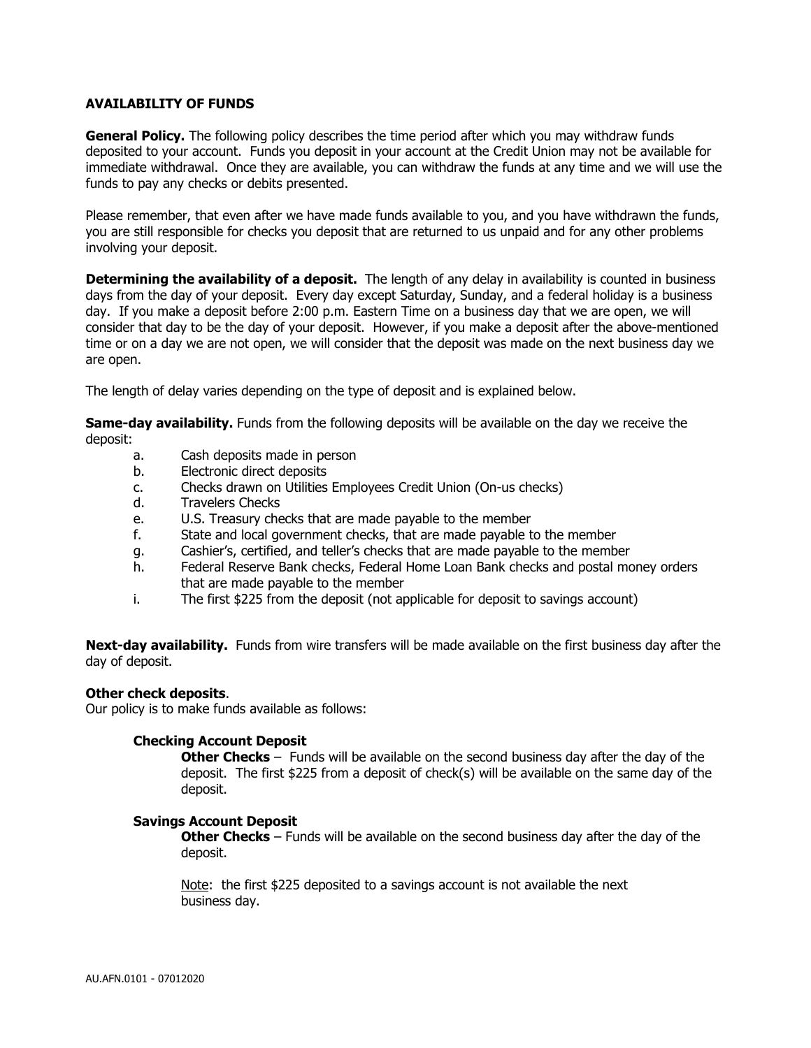## AVAILABILITY OF FUNDS

**General Policy.** The following policy describes the time period after which you may withdraw funds deposited to your account. Funds you deposit in your account at the Credit Union may not be available for immediate withdrawal. Once they are available, you can withdraw the funds at any time and we will use the funds to pay any checks or debits presented.

Please remember, that even after we have made funds available to you, and you have withdrawn the funds, you are still responsible for checks you deposit that are returned to us unpaid and for any other problems involving your deposit.

**Determining the availability of a deposit.** The length of any delay in availability is counted in business days from the day of your deposit. Every day except Saturday, Sunday, and a federal holiday is a business day. If you make a deposit before 2:00 p.m. Eastern Time on a business day that we are open, we will consider that day to be the day of your deposit. However, if you make a deposit after the above-mentioned time or on a day we are not open, we will consider that the deposit was made on the next business day we are open.

The length of delay varies depending on the type of deposit and is explained below.

**Same-day availability.** Funds from the following deposits will be available on the day we receive the deposit:

a. Cash deposits made in person
b. Electronic direct deposits
c. Checks drawn on Utilities Employees Credit Union (On-us checks)
d. Travelers Checks
e. U.S. Treasury checks that are made payable to the member
f. State and local government checks, that are made payable to the member
g. Cashier's, certified, and teller's checks that are made payable to the member
h. Federal Reserve Bank checks, Federal Home Loan Bank checks and postal money orders that are made payable to the member
i. The first $225 from the deposit (not applicable for deposit to savings account)

**Next-day availability.** Funds from wire transfers will be made available on the first business day after the day of deposit.

**Other check deposits**.
Our policy is to make funds available as follows:

**Checking Account Deposit**

**Other Checks** – Funds will be available on the second business day after the day of the deposit. The first $225 from a deposit of check(s) will be available on the same day of the deposit.

**Savings Account Deposit**

**Other Checks** – Funds will be available on the second business day after the day of the deposit.

Note: the first $225 deposited to a savings account is not available the next business day.

AU.AFN.0101 - 07012020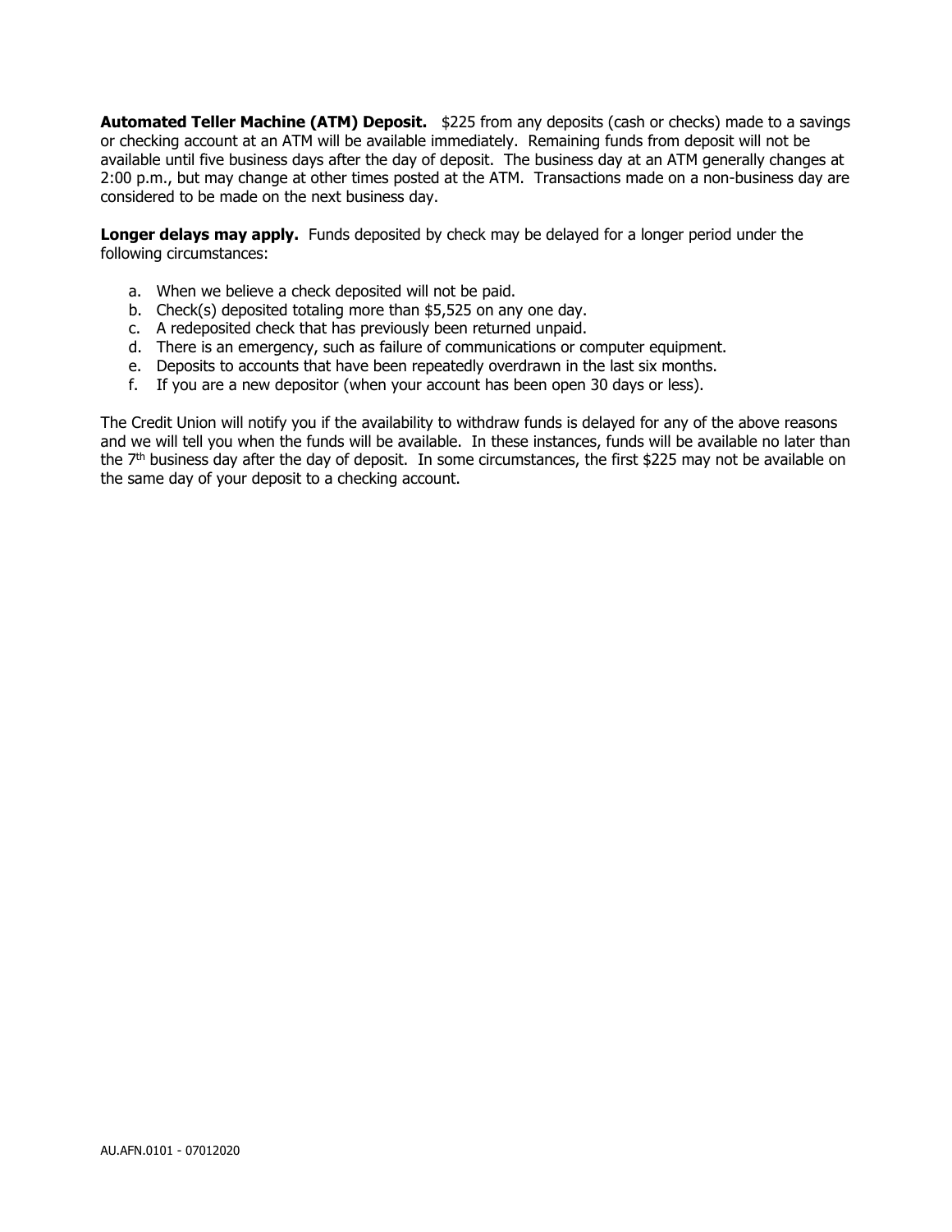**Automated Teller Machine (ATM) Deposit.** $225 from any deposits (cash or checks) made to a savings or checking account at an ATM will be available immediately. Remaining funds from deposit will not be available until five business days after the day of deposit. The business day at an ATM generally changes at 2:00 p.m., but may change at other times posted at the ATM. Transactions made on a non-business day are considered to be made on the next business day.

**Longer delays may apply.** Funds deposited by check may be delayed for a longer period under the following circumstances:

a. When we believe a check deposited will not be paid.
b. Check(s) deposited totaling more than $5,525 on any one day.
c. A redeposited check that has previously been returned unpaid.
d. There is an emergency, such as failure of communications or computer equipment.
e. Deposits to accounts that have been repeatedly overdrawn in the last six months.
f. If you are a new depositor (when your account has been open 30 days or less).

The Credit Union will notify you if the availability to withdraw funds is delayed for any of the above reasons and we will tell you when the funds will be available. In these instances, funds will be available no later than the 7th business day after the day of deposit. In some circumstances, the first $225 may not be available on the same day of your deposit to a checking account.

AU.AFN.0101 - 07012020